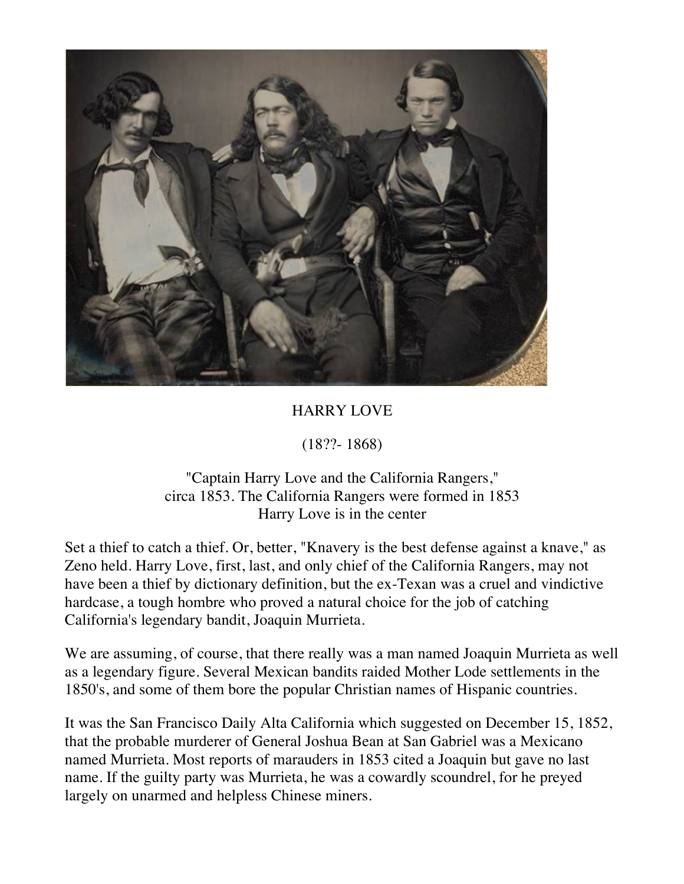# HARRY LOVE

(18??- 1868)

"Captain Harry Love and the California Rangers,"
circa 1853. The California Rangers were formed in 1853
Harry Love is in the center

Set a thief to catch a thief. Or, better, "Knavery is the best defense against a knave," as Zeno held. Harry Love, first, last, and only chief of the California Rangers, may not have been a thief by dictionary definition, but the ex-Texan was a cruel and vindictive hardcase, a tough hombre who proved a natural choice for the job of catching California's legendary bandit, Joaquin Murrieta.

We are assuming, of course, that there really was a man named Joaquin Murrieta as well as a legendary figure. Several Mexican bandits raided Mother Lode settlements in the 1850's, and some of them bore the popular Christian names of Hispanic countries.

It was the San Francisco Daily Alta California which suggested on December 15, 1852, that the probable murderer of General Joshua Bean at San Gabriel was a Mexicano named Murrieta. Most reports of marauders in 1853 cited a Joaquin but gave no last name. If the guilty party was Murrieta, he was a cowardly scoundrel, for he preyed largely on unarmed and helpless Chinese miners.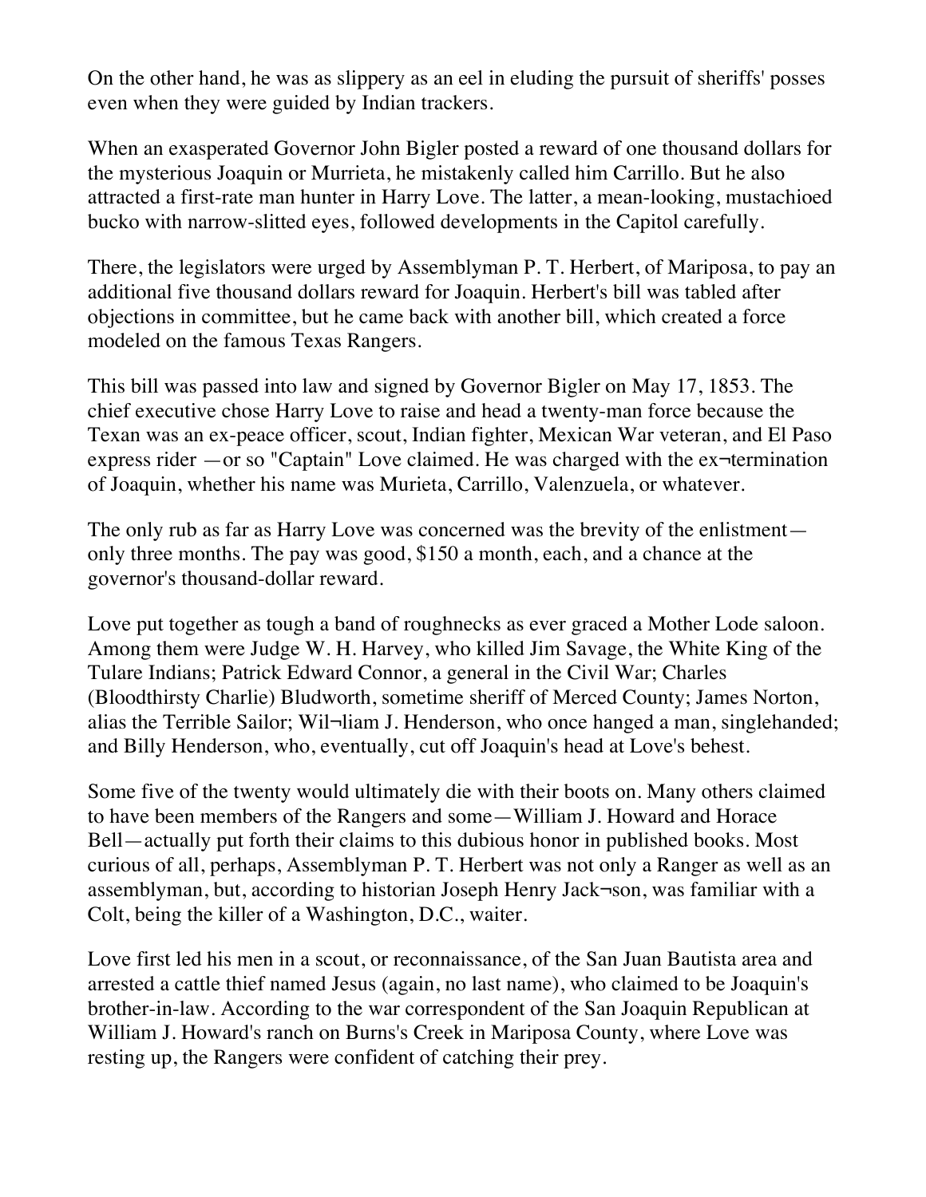On the other hand, he was as slippery as an eel in eluding the pursuit of sheriffs' posses even when they were guided by Indian trackers.

When an exasperated Governor John Bigler posted a reward of one thousand dollars for the mysterious Joaquin or Murrieta, he mistakenly called him Carrillo. But he also attracted a first-rate man hunter in Harry Love. The latter, a mean-looking, mustachioed bucko with narrow-slitted eyes, followed developments in the Capitol carefully.

There, the legislators were urged by Assemblyman P. T. Herbert, of Mariposa, to pay an additional five thousand dollars reward for Joaquin. Herbert's bill was tabled after objections in committee, but he came back with another bill, which created a force modeled on the famous Texas Rangers.

This bill was passed into law and signed by Governor Bigler on May 17, 1853. The chief executive chose Harry Love to raise and head a twenty-man force because the Texan was an ex-peace officer, scout, Indian fighter, Mexican War veteran, and El Paso express rider —or so "Captain" Love claimed. He was charged with the ex¬termination of Joaquin, whether his name was Murieta, Carrillo, Valenzuela, or whatever.

The only rub as far as Harry Love was concerned was the brevity of the enlistment—only three months. The pay was good, $150 a month, each, and a chance at the governor's thousand-dollar reward.

Love put together as tough a band of roughnecks as ever graced a Mother Lode saloon. Among them were Judge W. H. Harvey, who killed Jim Savage, the White King of the Tulare Indians; Patrick Edward Connor, a general in the Civil War; Charles (Bloodthirsty Charlie) Bludworth, sometime sheriff of Merced County; James Norton, alias the Terrible Sailor; Wil¬liam J. Henderson, who once hanged a man, singlehanded; and Billy Henderson, who, eventually, cut off Joaquin's head at Love's behest.

Some five of the twenty would ultimately die with their boots on. Many others claimed to have been members of the Rangers and some—William J. Howard and Horace Bell—actually put forth their claims to this dubious honor in published books. Most curious of all, perhaps, Assemblyman P. T. Herbert was not only a Ranger as well as an assemblyman, but, according to historian Joseph Henry Jack¬son, was familiar with a Colt, being the killer of a Washington, D.C., waiter.

Love first led his men in a scout, or reconnaissance, of the San Juan Bautista area and arrested a cattle thief named Jesus (again, no last name), who claimed to be Joaquin's brother-in-law. According to the war correspondent of the San Joaquin Republican at William J. Howard's ranch on Burns's Creek in Mariposa County, where Love was resting up, the Rangers were confident of catching their prey.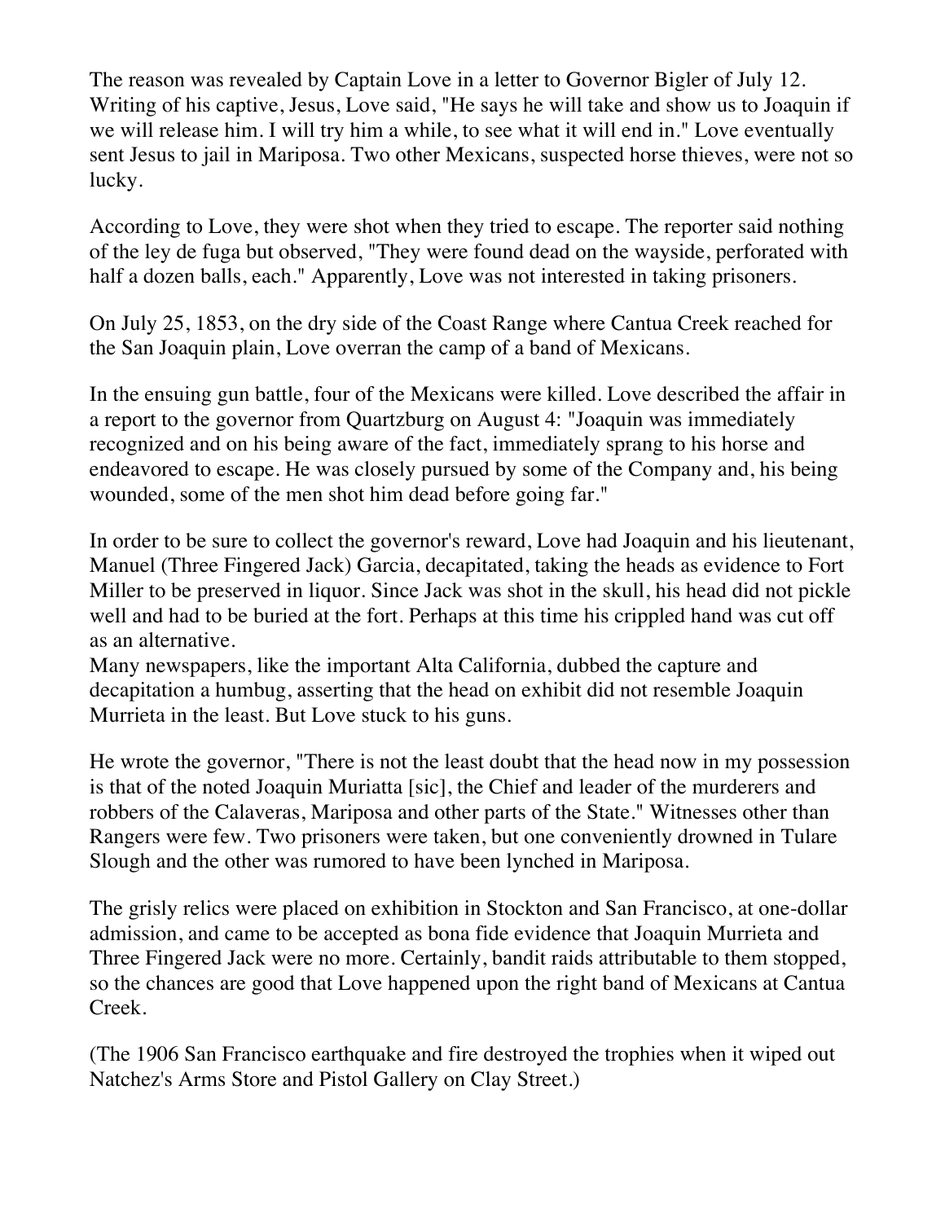The reason was revealed by Captain Love in a letter to Governor Bigler of July 12. Writing of his captive, Jesus, Love said, "He says he will take and show us to Joaquin if we will release him. I will try him a while, to see what it will end in." Love eventually sent Jesus to jail in Mariposa. Two other Mexicans, suspected horse thieves, were not so lucky.

According to Love, they were shot when they tried to escape. The reporter said nothing of the ley de fuga but observed, "They were found dead on the wayside, perforated with half a dozen balls, each." Apparently, Love was not interested in taking prisoners.

On July 25, 1853, on the dry side of the Coast Range where Cantua Creek reached for the San Joaquin plain, Love overran the camp of a band of Mexicans.

In the ensuing gun battle, four of the Mexicans were killed. Love described the affair in a report to the governor from Quartzburg on August 4: "Joaquin was immediately recognized and on his being aware of the fact, immediately sprang to his horse and endeavored to escape. He was closely pursued by some of the Company and, his being wounded, some of the men shot him dead before going far."

In order to be sure to collect the governor's reward, Love had Joaquin and his lieutenant, Manuel (Three Fingered Jack) Garcia, decapitated, taking the heads as evidence to Fort Miller to be preserved in liquor. Since Jack was shot in the skull, his head did not pickle well and had to be buried at the fort. Perhaps at this time his crippled hand was cut off as an alternative.
Many newspapers, like the important Alta California, dubbed the capture and decapitation a humbug, asserting that the head on exhibit did not resemble Joaquin Murrieta in the least. But Love stuck to his guns.

He wrote the governor, "There is not the least doubt that the head now in my possession is that of the noted Joaquin Muriatta [sic], the Chief and leader of the murderers and robbers of the Calaveras, Mariposa and other parts of the State." Witnesses other than Rangers were few. Two prisoners were taken, but one conveniently drowned in Tulare Slough and the other was rumored to have been lynched in Mariposa.

The grisly relics were placed on exhibition in Stockton and San Francisco, at one-dollar admission, and came to be accepted as bona fide evidence that Joaquin Murrieta and Three Fingered Jack were no more. Certainly, bandit raids attributable to them stopped, so the chances are good that Love happened upon the right band of Mexicans at Cantua Creek.

(The 1906 San Francisco earthquake and fire destroyed the trophies when it wiped out Natchez's Arms Store and Pistol Gallery on Clay Street.)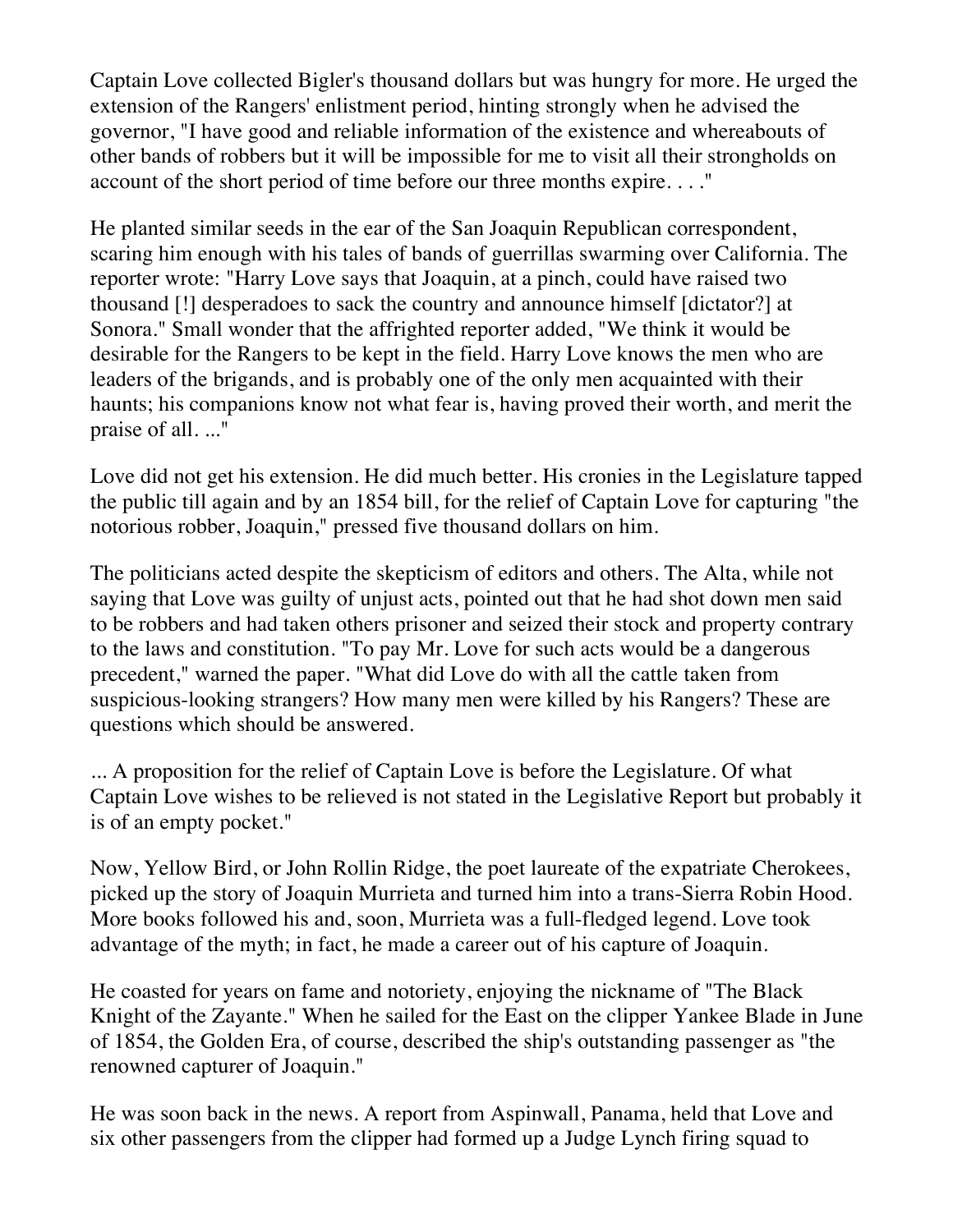Captain Love collected Bigler's thousand dollars but was hungry for more. He urged the extension of the Rangers' enlistment period, hinting strongly when he advised the governor, "I have good and reliable information of the existence and whereabouts of other bands of robbers but it will be impossible for me to visit all their strongholds on account of the short period of time before our three months expire. . . ."

He planted similar seeds in the ear of the San Joaquin Republican correspondent, scaring him enough with his tales of bands of guerrillas swarming over California. The reporter wrote: "Harry Love says that Joaquin, at a pinch, could have raised two thousand [!] desperadoes to sack the country and announce himself [dictator?] at Sonora." Small wonder that the affrighted reporter added, "We think it would be desirable for the Rangers to be kept in the field. Harry Love knows the men who are leaders of the brigands, and is probably one of the only men acquainted with their haunts; his companions know not what fear is, having proved their worth, and merit the praise of all. ..."

Love did not get his extension. He did much better. His cronies in the Legislature tapped the public till again and by an 1854 bill, for the relief of Captain Love for capturing "the notorious robber, Joaquin," pressed five thousand dollars on him.

The politicians acted despite the skepticism of editors and others. The Alta, while not saying that Love was guilty of unjust acts, pointed out that he had shot down men said to be robbers and had taken others prisoner and seized their stock and property contrary to the laws and constitution. "To pay Mr. Love for such acts would be a dangerous precedent," warned the paper. "What did Love do with all the cattle taken from suspicious-looking strangers? How many men were killed by his Rangers? These are questions which should be answered.

... A proposition for the relief of Captain Love is before the Legislature. Of what Captain Love wishes to be relieved is not stated in the Legislative Report but probably it is of an empty pocket."

Now, Yellow Bird, or John Rollin Ridge, the poet laureate of the expatriate Cherokees, picked up the story of Joaquin Murrieta and turned him into a trans-Sierra Robin Hood. More books followed his and, soon, Murrieta was a full-fledged legend. Love took advantage of the myth; in fact, he made a career out of his capture of Joaquin.

He coasted for years on fame and notoriety, enjoying the nickname of "The Black Knight of the Zayante." When he sailed for the East on the clipper Yankee Blade in June of 1854, the Golden Era, of course, described the ship's outstanding passenger as "the renowned capturer of Joaquin."

He was soon back in the news. A report from Aspinwall, Panama, held that Love and six other passengers from the clipper had formed up a Judge Lynch firing squad to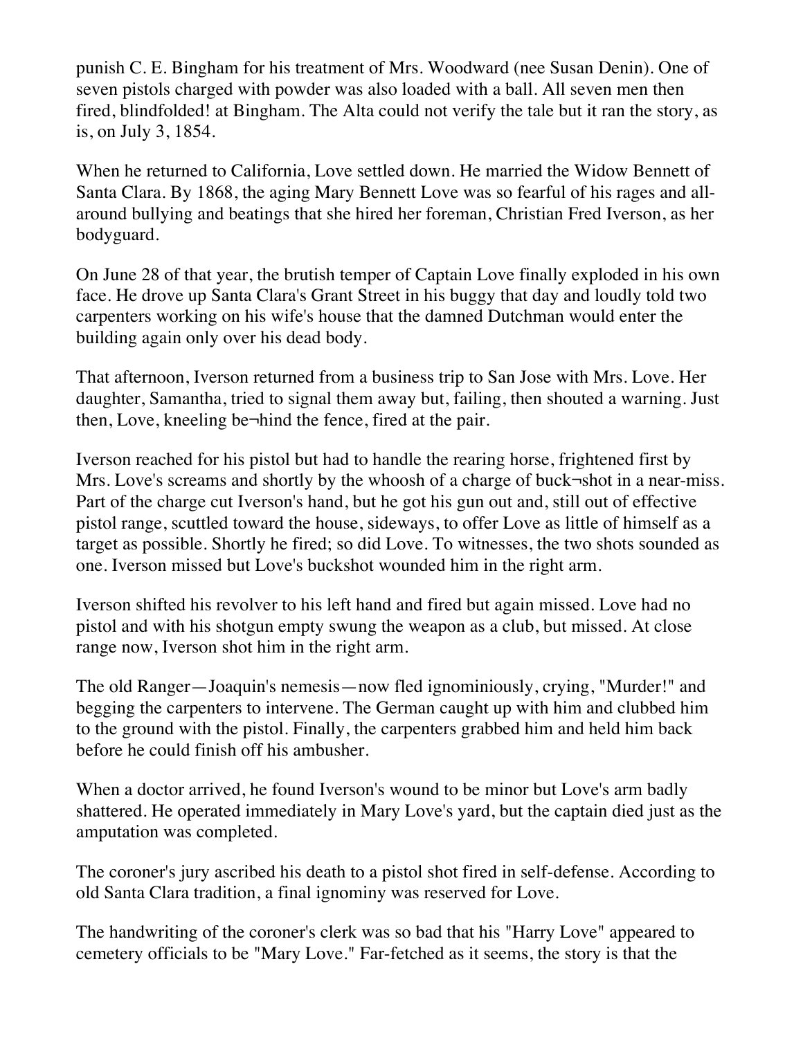punish C. E. Bingham for his treatment of Mrs. Woodward (nee Susan Denin). One of seven pistols charged with powder was also loaded with a ball. All seven men then fired, blindfolded! at Bingham. The Alta could not verify the tale but it ran the story, as is, on July 3, 1854.

When he returned to California, Love settled down. He married the Widow Bennett of Santa Clara. By 1868, the aging Mary Bennett Love was so fearful of his rages and all-around bullying and beatings that she hired her foreman, Christian Fred Iverson, as her bodyguard.

On June 28 of that year, the brutish temper of Captain Love finally exploded in his own face. He drove up Santa Clara's Grant Street in his buggy that day and loudly told two carpenters working on his wife's house that the damned Dutchman would enter the building again only over his dead body.

That afternoon, Iverson returned from a business trip to San Jose with Mrs. Love. Her daughter, Samantha, tried to signal them away but, failing, then shouted a warning. Just then, Love, kneeling be¬hind the fence, fired at the pair.

Iverson reached for his pistol but had to handle the rearing horse, frightened first by Mrs. Love's screams and shortly by the whoosh of a charge of buck¬shot in a near-miss. Part of the charge cut Iverson's hand, but he got his gun out and, still out of effective pistol range, scuttled toward the house, sideways, to offer Love as little of himself as a target as possible. Shortly he fired; so did Love. To witnesses, the two shots sounded as one. Iverson missed but Love's buckshot wounded him in the right arm.

Iverson shifted his revolver to his left hand and fired but again missed. Love had no pistol and with his shotgun empty swung the weapon as a club, but missed. At close range now, Iverson shot him in the right arm.

The old Ranger—Joaquin's nemesis—now fled ignominiously, crying, "Murder!" and begging the carpenters to intervene. The German caught up with him and clubbed him to the ground with the pistol. Finally, the carpenters grabbed him and held him back before he could finish off his ambusher.

When a doctor arrived, he found Iverson's wound to be minor but Love's arm badly shattered. He operated immediately in Mary Love's yard, but the captain died just as the amputation was completed.

The coroner's jury ascribed his death to a pistol shot fired in self-defense. According to old Santa Clara tradition, a final ignominy was reserved for Love.

The handwriting of the coroner's clerk was so bad that his "Harry Love" appeared to cemetery officials to be "Mary Love." Far-fetched as it seems, the story is that the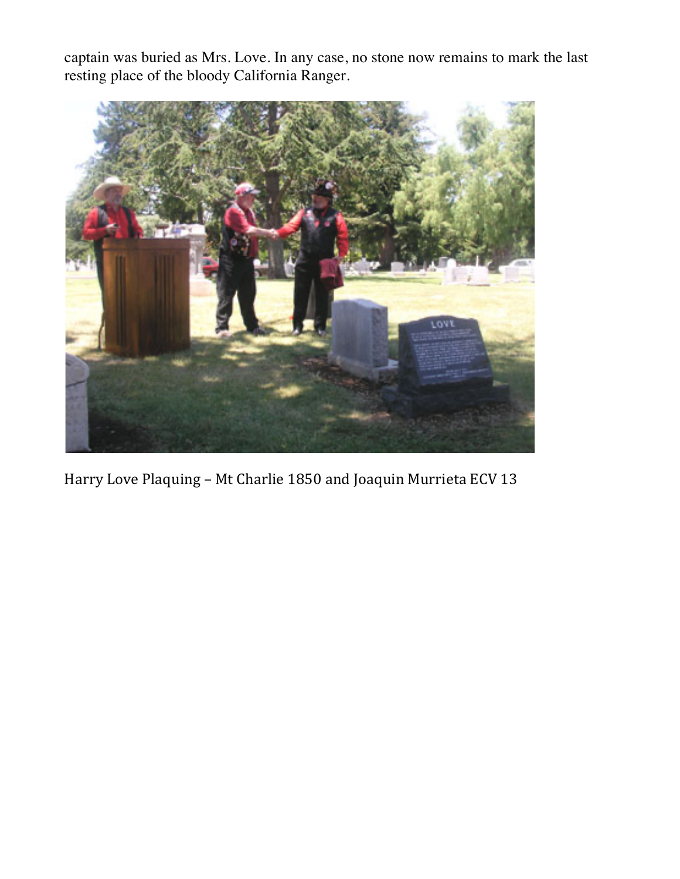captain was buried as Mrs. Love. In any case, no stone now remains to mark the last resting place of the bloody California Ranger.

Harry Love Plaquing – Mt Charlie 1850 and Joaquin Murrieta ECV 13